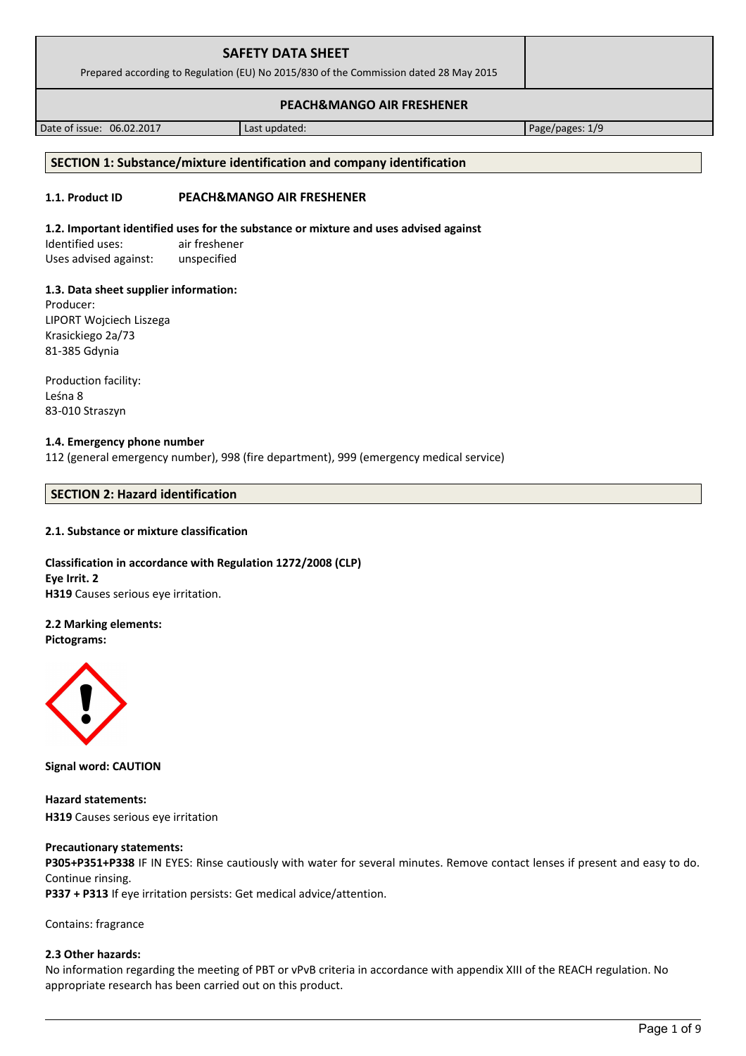# SAFETY DATA SHEET

Prepared according to Regulation (EU) No 2015/830 of the Commission dated 28 May 2015

## PEACH&MANGO AIR FRESHENER

| Date of issue: 06.02.2017 | Last updated: | Page/pages: 1/9 |
|---|---|---|

## SECTION 1: Substance/mixture identification and company identification

**1.1. Product ID** **PEACH&MANGO AIR FRESHENER**

**1.2. Important identified uses for the substance or mixture and uses advised against**

Identified uses: air freshener
Uses advised against: unspecified

**1.3. Data sheet supplier information:**

Producer:
LIPORT Wojciech Liszega
Krasickiego 2a/73
81-385 Gdynia

Production facility:
Leśna 8
83-010 Straszyn

**1.4. Emergency phone number**

112 (general emergency number), 998 (fire department), 999 (emergency medical service)

## SECTION 2: Hazard identification

**2.1. Substance or mixture classification**

**Classification in accordance with Regulation 1272/2008 (CLP)**
**Eye Irrit. 2**
**H319** Causes serious eye irritation.

**2.2 Marking elements:**
**Pictograms:**

**Signal word: CAUTION**

**Hazard statements:**
**H319** Causes serious eye irritation

**Precautionary statements:**
**P305+P351+P338** IF IN EYES: Rinse cautiously with water for several minutes. Remove contact lenses if present and easy to do. Continue rinsing.
**P337 + P313** If eye irritation persists: Get medical advice/attention.

Contains: fragrance

**2.3 Other hazards:**

No information regarding the meeting of PBT or vPvB criteria in accordance with appendix XIII of the REACH regulation. No appropriate research has been carried out on this product.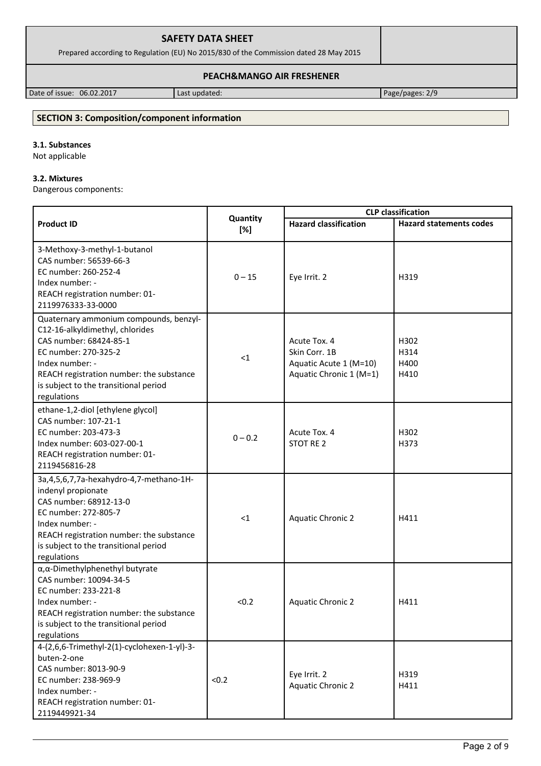## SECTION 3: Composition/component information

### 3.1. Substances

Not applicable

### 3.2. Mixtures

Dangerous components:

| Product ID | Quantity [%] | CLP classification | |
|---|---|---|---|
| | | Hazard classification | Hazard statements codes |
| 3-Methoxy-3-methyl-1-butanol<br>CAS number: 56539-66-3<br>EC number: 260-252-4<br>Index number: -<br>REACH registration number: 01-2119976333-33-0000 | 0 – 15 | Eye Irrit. 2 | H319 |
| Quaternary ammonium compounds, benzyl-C12-16-alkyldimethyl, chlorides<br>CAS number: 68424-85-1<br>EC number: 270-325-2<br>Index number: -<br>REACH registration number: the substance is subject to the transitional period regulations | <1 | Acute Tox. 4<br>Skin Corr. 1B<br>Aquatic Acute 1 (M=10)<br>Aquatic Chronic 1 (M=1) | H302<br>H314<br>H400<br>H410 |
| ethane-1,2-diol [ethylene glycol]<br>CAS number: 107-21-1<br>EC number: 203-473-3<br>Index number: 603-027-00-1<br>REACH registration number: 01-2119456816-28 | 0 – 0.2 | Acute Tox. 4<br>STOT RE 2 | H302<br>H373 |
| 3a,4,5,6,7,7a-hexahydro-4,7-methano-1H-indenyl propionate<br>CAS number: 68912-13-0<br>EC number: 272-805-7<br>Index number: -<br>REACH registration number: the substance is subject to the transitional period regulations | <1 | Aquatic Chronic 2 | H411 |
| α,α-Dimethylphenethyl butyrate<br>CAS number: 10094-34-5<br>EC number: 233-221-8<br>Index number: -<br>REACH registration number: the substance is subject to the transitional period regulations | <0.2 | Aquatic Chronic 2 | H411 |
| 4-(2,6,6-Trimethyl-2(1)-cyclohexen-1-yl)-3-buten-2-one<br>CAS number: 8013-90-9<br>EC number: 238-969-9<br>Index number: -<br>REACH registration number: 01-2119449921-34 | <0.2 | Eye Irrit. 2<br>Aquatic Chronic 2 | H319<br>H411 |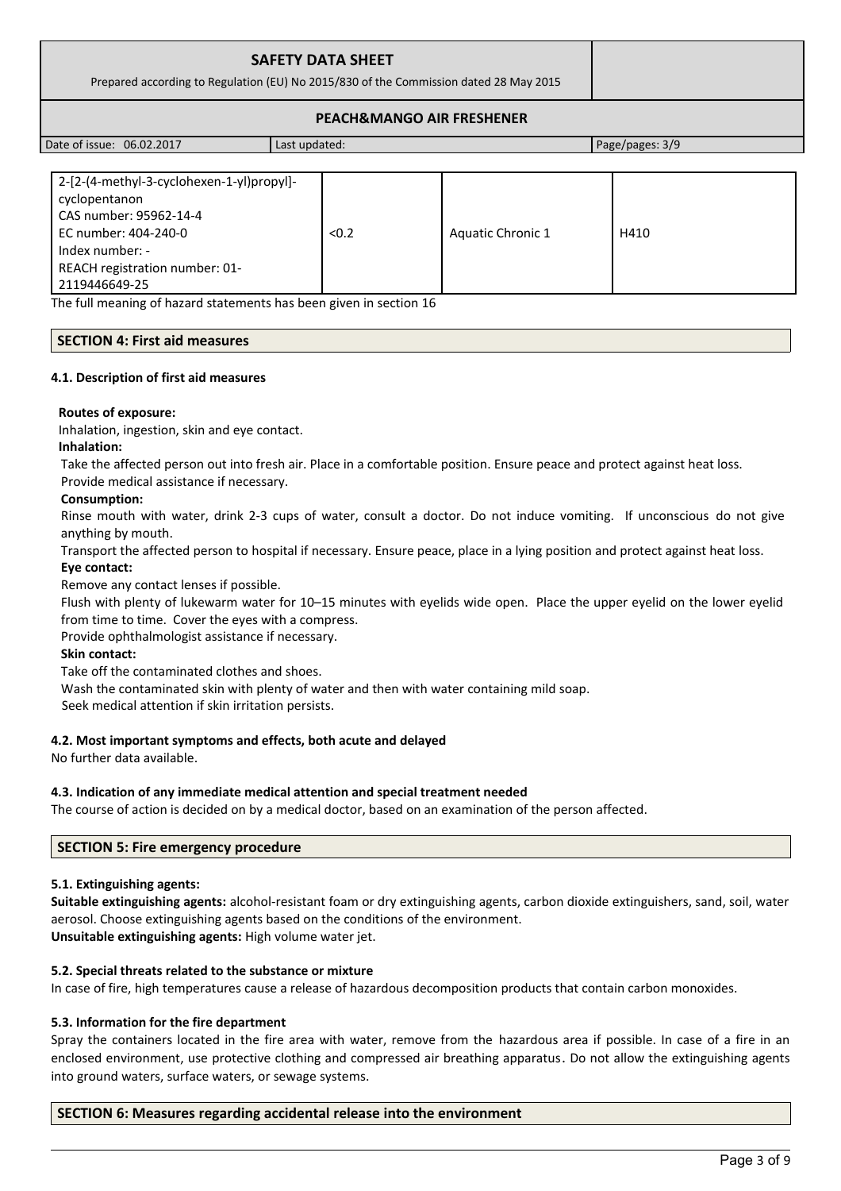| | | | |
|---|---|---|---|
| 2-[2-(4-methyl-3-cyclohexen-1-yl)propyl]-cyclopentanon<br>CAS number: 95962-14-4<br>EC number: 404-240-0<br>Index number: -<br>REACH registration number: 01-2119446649-25 | <0.2 | Aquatic Chronic 1 | H410 |

The full meaning of hazard statements has been given in section 16

## SECTION 4: First aid measures

### 4.1. Description of first aid measures

**Routes of exposure:**

Inhalation, ingestion, skin and eye contact.

**Inhalation:**

Take the affected person out into fresh air. Place in a comfortable position. Ensure peace and protect against heat loss. Provide medical assistance if necessary.

**Consumption:**

Rinse mouth with water, drink 2-3 cups of water, consult a doctor. Do not induce vomiting. If unconscious do not give anything by mouth.

Transport the affected person to hospital if necessary. Ensure peace, place in a lying position and protect against heat loss.

**Eye contact:**

Remove any contact lenses if possible.

Flush with plenty of lukewarm water for 10–15 minutes with eyelids wide open. Place the upper eyelid on the lower eyelid from time to time. Cover the eyes with a compress.

Provide ophthalmologist assistance if necessary.

**Skin contact:**

Take off the contaminated clothes and shoes.

Wash the contaminated skin with plenty of water and then with water containing mild soap.

Seek medical attention if skin irritation persists.

### 4.2. Most important symptoms and effects, both acute and delayed

No further data available.

### 4.3. Indication of any immediate medical attention and special treatment needed

The course of action is decided on by a medical doctor, based on an examination of the person affected.

## SECTION 5: Fire emergency procedure

### 5.1. Extinguishing agents:

**Suitable extinguishing agents:** alcohol-resistant foam or dry extinguishing agents, carbon dioxide extinguishers, sand, soil, water aerosol. Choose extinguishing agents based on the conditions of the environment.

**Unsuitable extinguishing agents:** High volume water jet.

### 5.2. Special threats related to the substance or mixture

In case of fire, high temperatures cause a release of hazardous decomposition products that contain carbon monoxides.

### 5.3. Information for the fire department

Spray the containers located in the fire area with water, remove from the hazardous area if possible. In case of a fire in an enclosed environment, use protective clothing and compressed air breathing apparatus. Do not allow the extinguishing agents into ground waters, surface waters, or sewage systems.

## SECTION 6: Measures regarding accidental release into the environment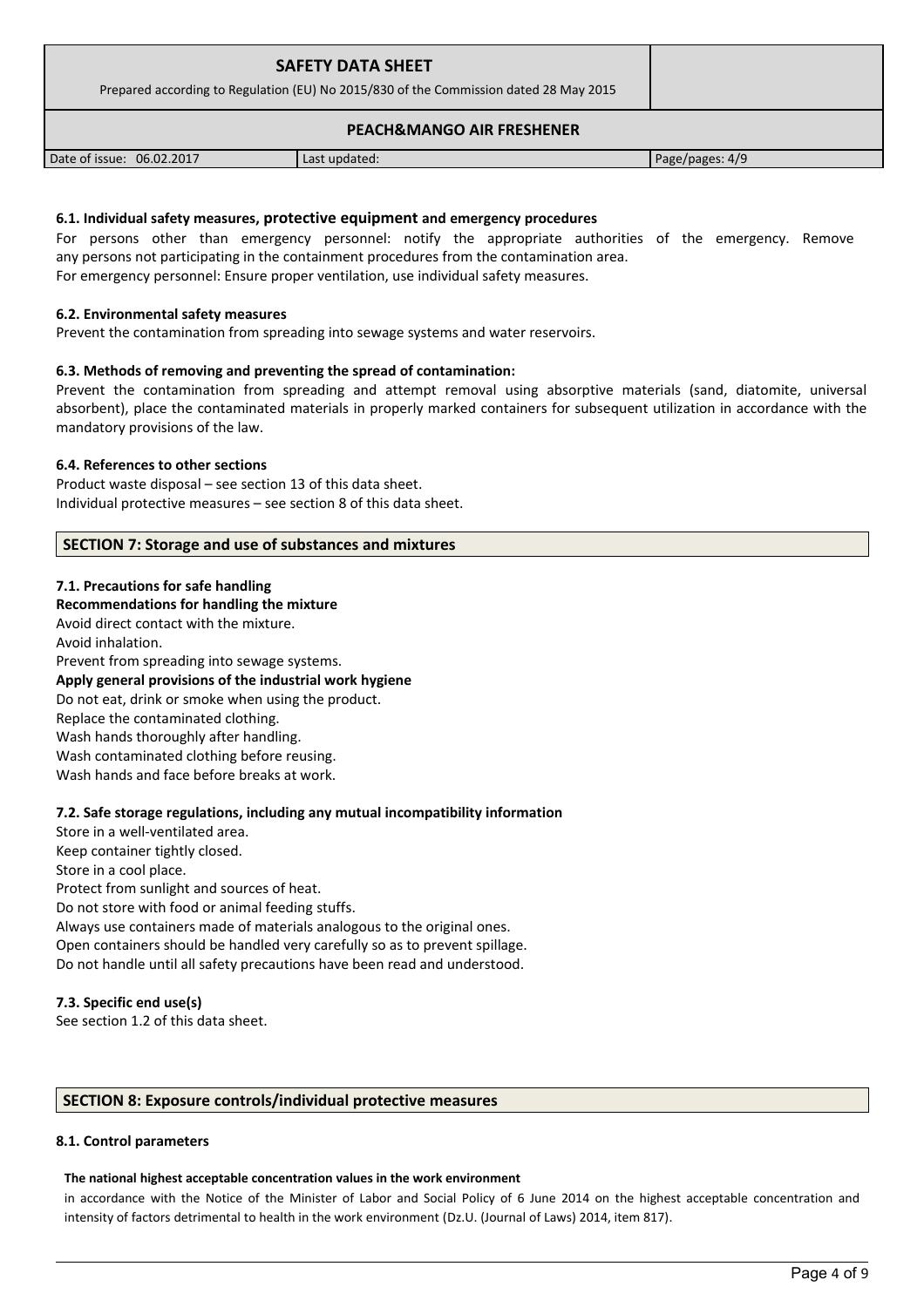#### 6.1. Individual safety measures, protective equipment and emergency procedures

For persons other than emergency personnel: notify the appropriate authorities of the emergency. Remove any persons not participating in the containment procedures from the contamination area.
For emergency personnel: Ensure proper ventilation, use individual safety measures.

#### 6.2. Environmental safety measures

Prevent the contamination from spreading into sewage systems and water reservoirs.

#### 6.3. Methods of removing and preventing the spread of contamination:

Prevent the contamination from spreading and attempt removal using absorptive materials (sand, diatomite, universal absorbent), place the contaminated materials in properly marked containers for subsequent utilization in accordance with the mandatory provisions of the law.

#### 6.4. References to other sections

Product waste disposal – see section 13 of this data sheet.
Individual protective measures – see section 8 of this data sheet.

## SECTION 7: Storage and use of substances and mixtures

#### 7.1. Precautions for safe handling

**Recommendations for handling the mixture**

Avoid direct contact with the mixture.
Avoid inhalation.
Prevent from spreading into sewage systems.

**Apply general provisions of the industrial work hygiene**

Do not eat, drink or smoke when using the product.
Replace the contaminated clothing.
Wash hands thoroughly after handling.
Wash contaminated clothing before reusing.
Wash hands and face before breaks at work.

#### 7.2. Safe storage regulations, including any mutual incompatibility information

Store in a well-ventilated area.
Keep container tightly closed.
Store in a cool place.
Protect from sunlight and sources of heat.
Do not store with food or animal feeding stuffs.
Always use containers made of materials analogous to the original ones.
Open containers should be handled very carefully so as to prevent spillage.
Do not handle until all safety precautions have been read and understood.

#### 7.3. Specific end use(s)

See section 1.2 of this data sheet.

## SECTION 8: Exposure controls/individual protective measures

#### 8.1. Control parameters

**The national highest acceptable concentration values in the work environment**

in accordance with the Notice of the Minister of Labor and Social Policy of 6 June 2014 on the highest acceptable concentration and intensity of factors detrimental to health in the work environment (Dz.U. (Journal of Laws) 2014, item 817).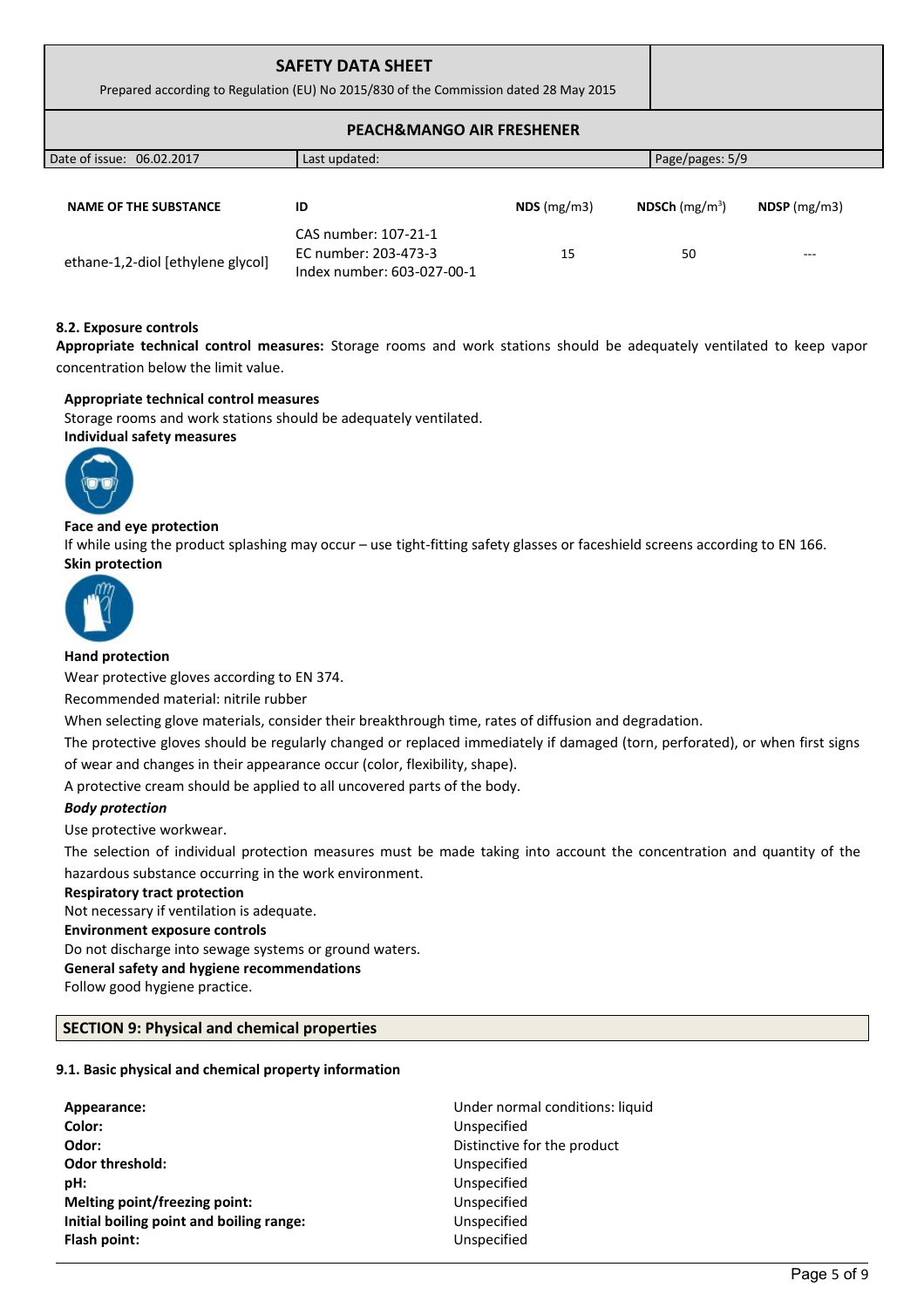| NAME OF THE SUBSTANCE | ID | NDS (mg/m3) | NDSCh (mg/m$^3$) | NDSP (mg/m3) |
|---|---|---|---|---|
| ethane-1,2-diol [ethylene glycol] | CAS number: 107-21-1<br>EC number: 203-473-3<br>Index number: 603-027-00-1 | 15 | 50 | --- |

### 8.2. Exposure controls

**Appropriate technical control measures:** Storage rooms and work stations should be adequately ventilated to keep vapor concentration below the limit value.

**Appropriate technical control measures**

Storage rooms and work stations should be adequately ventilated.

**Individual safety measures**

**Face and eye protection**

If while using the product splashing may occur – use tight-fitting safety glasses or faceshield screens according to EN 166.

**Skin protection**

**Hand protection**

Wear protective gloves according to EN 374.

Recommended material: nitrile rubber

When selecting glove materials, consider their breakthrough time, rates of diffusion and degradation.

The protective gloves should be regularly changed or replaced immediately if damaged (torn, perforated), or when first signs of wear and changes in their appearance occur (color, flexibility, shape).

A protective cream should be applied to all uncovered parts of the body.

***Body protection***

Use protective workwear.

The selection of individual protection measures must be made taking into account the concentration and quantity of the hazardous substance occurring in the work environment.

**Respiratory tract protection**

Not necessary if ventilation is adequate.

**Environment exposure controls**

Do not discharge into sewage systems or ground waters.

**General safety and hygiene recommendations**

Follow good hygiene practice.

## SECTION 9: Physical and chemical properties

### 9.1. Basic physical and chemical property information

| | |
|---|---|
| **Appearance:** | Under normal conditions: liquid |
| **Color:** | Unspecified |
| **Odor:** | Distinctive for the product |
| **Odor threshold:** | Unspecified |
| **pH:** | Unspecified |
| **Melting point/freezing point:** | Unspecified |
| **Initial boiling point and boiling range:** | Unspecified |
| **Flash point:** | Unspecified |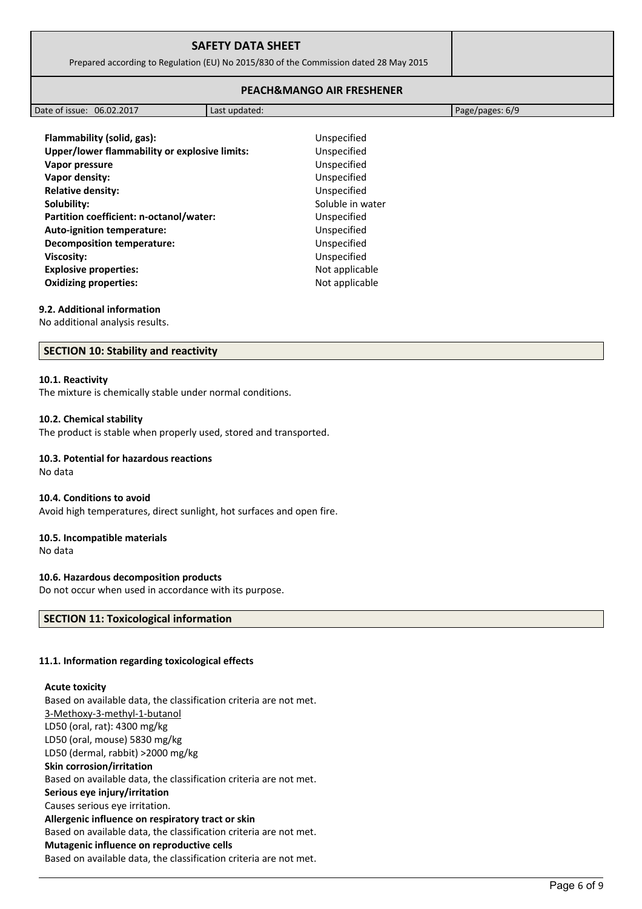| | |
|---|---|
| **Flammability (solid, gas):** | Unspecified |
| **Upper/lower flammability or explosive limits:** | Unspecified |
| **Vapor pressure** | Unspecified |
| **Vapor density:** | Unspecified |
| **Relative density:** | Unspecified |
| **Solubility:** | Soluble in water |
| **Partition coefficient: n-octanol/water:** | Unspecified |
| **Auto-ignition temperature:** | Unspecified |
| **Decomposition temperature:** | Unspecified |
| **Viscosity:** | Unspecified |
| **Explosive properties:** | Not applicable |
| **Oxidizing properties:** | Not applicable |

### 9.2. Additional information

No additional analysis results.

## SECTION 10: Stability and reactivity

### 10.1. Reactivity

The mixture is chemically stable under normal conditions.

### 10.2. Chemical stability

The product is stable when properly used, stored and transported.

### 10.3. Potential for hazardous reactions

No data

### 10.4. Conditions to avoid

Avoid high temperatures, direct sunlight, hot surfaces and open fire.

### 10.5. Incompatible materials

No data

### 10.6. Hazardous decomposition products

Do not occur when used in accordance with its purpose.

## SECTION 11: Toxicological information

### 11.1. Information regarding toxicological effects

**Acute toxicity**

Based on available data, the classification criteria are not met.

3-Methoxy-3-methyl-1-butanol

LD50 (oral, rat): 4300 mg/kg

LD50 (oral, mouse) 5830 mg/kg

LD50 (dermal, rabbit) >2000 mg/kg

**Skin corrosion/irritation**

Based on available data, the classification criteria are not met.

**Serious eye injury/irritation**

Causes serious eye irritation.

**Allergenic influence on respiratory tract or skin**

Based on available data, the classification criteria are not met.

**Mutagenic influence on reproductive cells**

Based on available data, the classification criteria are not met.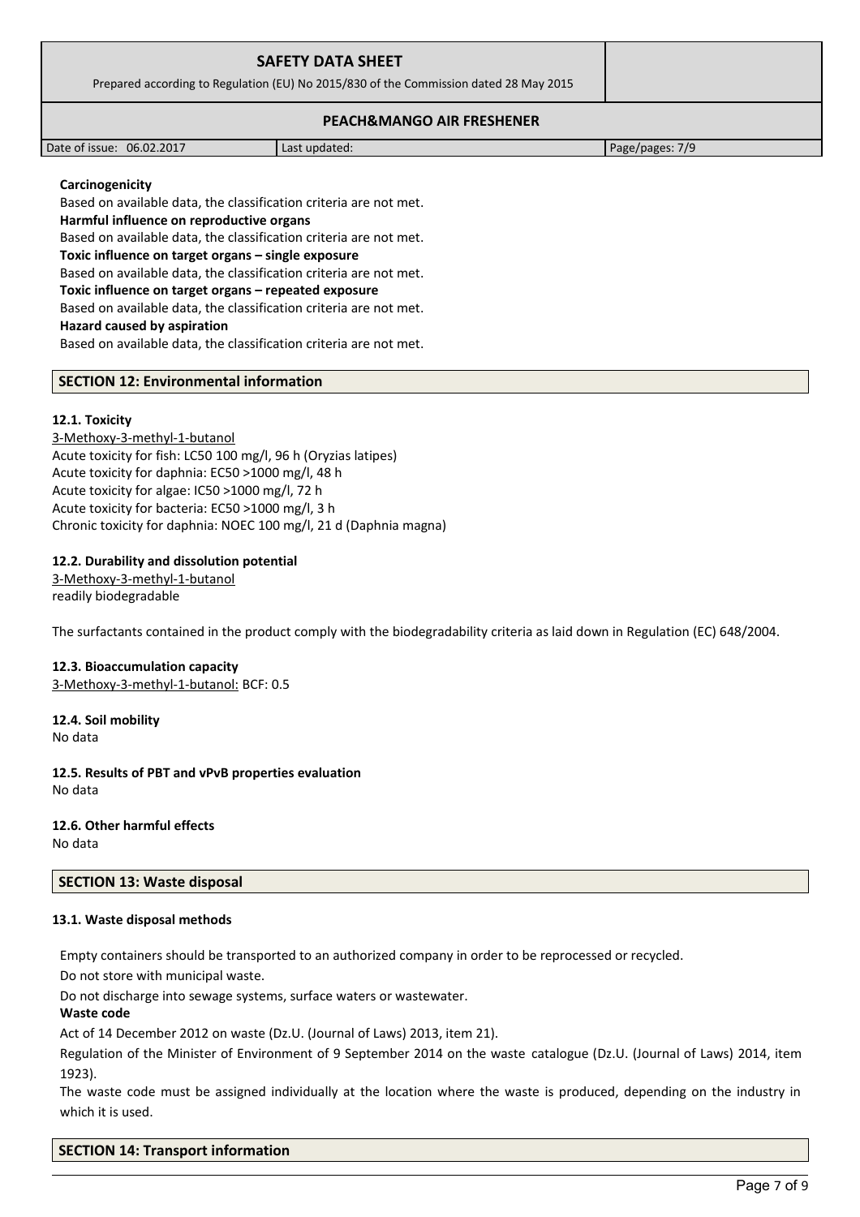**Carcinogenicity**

Based on available data, the classification criteria are not met.

**Harmful influence on reproductive organs**

Based on available data, the classification criteria are not met.

**Toxic influence on target organs – single exposure**

Based on available data, the classification criteria are not met.

**Toxic influence on target organs – repeated exposure**

Based on available data, the classification criteria are not met.

**Hazard caused by aspiration**

Based on available data, the classification criteria are not met.

## SECTION 12: Environmental information

### 12.1. Toxicity

3-Methoxy-3-methyl-1-butanol
Acute toxicity for fish: LC50 100 mg/l, 96 h (Oryzias latipes)
Acute toxicity for daphnia: EC50 >1000 mg/l, 48 h
Acute toxicity for algae: IC50 >1000 mg/l, 72 h
Acute toxicity for bacteria: EC50 >1000 mg/l, 3 h
Chronic toxicity for daphnia: NOEC 100 mg/l, 21 d (Daphnia magna)

### 12.2. Durability and dissolution potential

3-Methoxy-3-methyl-1-butanol
readily biodegradable

The surfactants contained in the product comply with the biodegradability criteria as laid down in Regulation (EC) 648/2004.

### 12.3. Bioaccumulation capacity

3-Methoxy-3-methyl-1-butanol: BCF: 0.5

### 12.4. Soil mobility

No data

### 12.5. Results of PBT and vPvB properties evaluation

No data

### 12.6. Other harmful effects

No data

## SECTION 13: Waste disposal

### 13.1. Waste disposal methods

Empty containers should be transported to an authorized company in order to be reprocessed or recycled.

Do not store with municipal waste.

Do not discharge into sewage systems, surface waters or wastewater.

**Waste code**

Act of 14 December 2012 on waste (Dz.U. (Journal of Laws) 2013, item 21).

Regulation of the Minister of Environment of 9 September 2014 on the waste catalogue (Dz.U. (Journal of Laws) 2014, item 1923).

The waste code must be assigned individually at the location where the waste is produced, depending on the industry in which it is used.

## SECTION 14: Transport information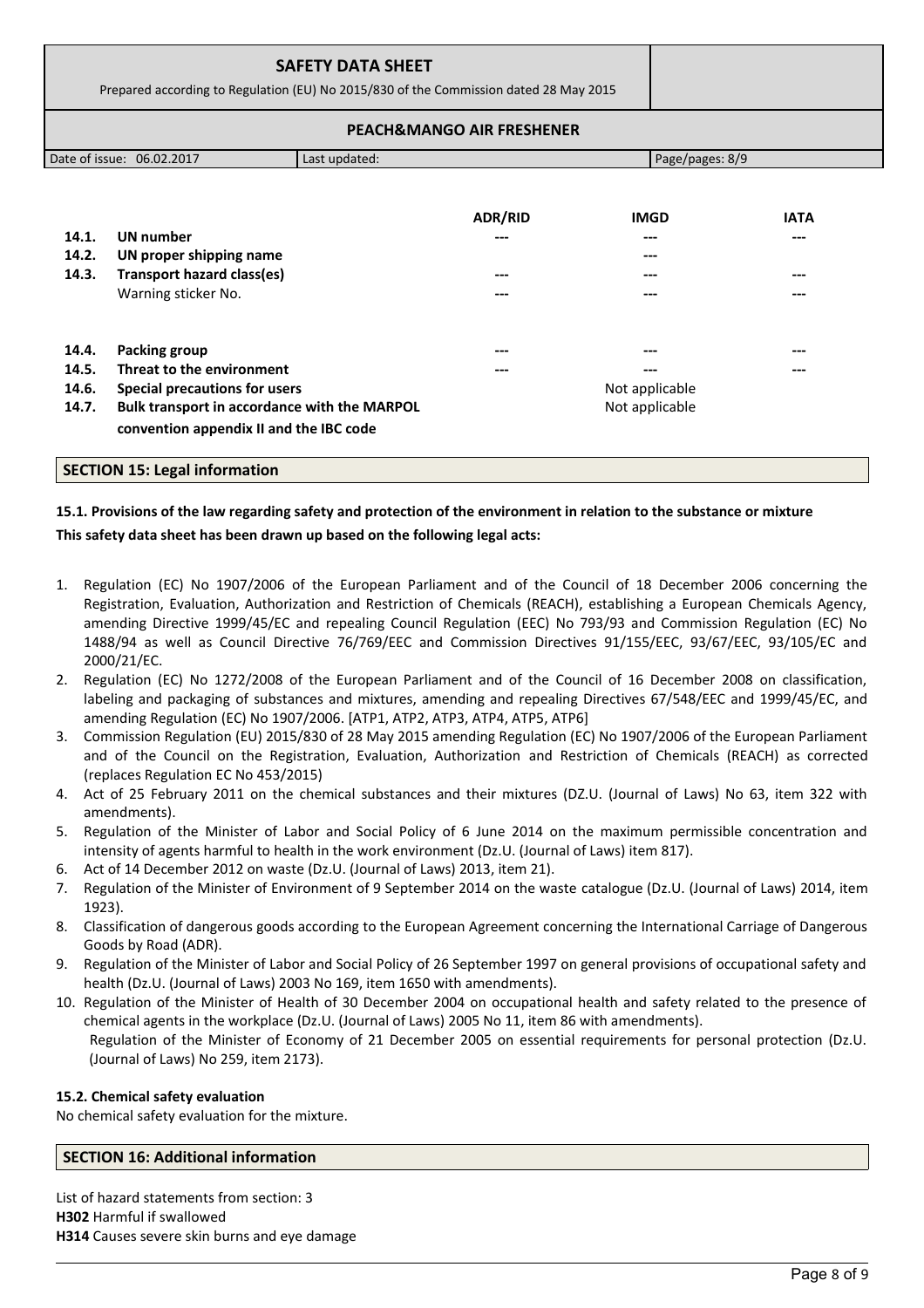| | | ADR/RID | IMGD | IATA |
|---|---|---|---|---|
| 14.1. | **UN number** | --- | --- | --- |
| 14.2. | **UN proper shipping name** | | --- | |
| 14.3. | **Transport hazard class(es)** | --- | --- | --- |
| | Warning sticker No. | --- | --- | --- |
| 14.4. | **Packing group** | --- | --- | --- |
| 14.5. | **Threat to the environment** | --- | --- | --- |
| 14.6. | **Special precautions for users** | | Not applicable | |
| 14.7. | **Bulk transport in accordance with the MARPOL convention appendix II and the IBC code** | | Not applicable | |

## SECTION 15: Legal information

**15.1. Provisions of the law regarding safety and protection of the environment in relation to the substance or mixture**

**This safety data sheet has been drawn up based on the following legal acts:**

1. Regulation (EC) No 1907/2006 of the European Parliament and of the Council of 18 December 2006 concerning the Registration, Evaluation, Authorization and Restriction of Chemicals (REACH), establishing a European Chemicals Agency, amending Directive 1999/45/EC and repealing Council Regulation (EEC) No 793/93 and Commission Regulation (EC) No 1488/94 as well as Council Directive 76/769/EEC and Commission Directives 91/155/EEC, 93/67/EEC, 93/105/EC and 2000/21/EC.
2. Regulation (EC) No 1272/2008 of the European Parliament and of the Council of 16 December 2008 on classification, labeling and packaging of substances and mixtures, amending and repealing Directives 67/548/EEC and 1999/45/EC, and amending Regulation (EC) No 1907/2006. [ATP1, ATP2, ATP3, ATP4, ATP5, ATP6]
3. Commission Regulation (EU) 2015/830 of 28 May 2015 amending Regulation (EC) No 1907/2006 of the European Parliament and of the Council on the Registration, Evaluation, Authorization and Restriction of Chemicals (REACH) as corrected (replaces Regulation EC No 453/2015)
4. Act of 25 February 2011 on the chemical substances and their mixtures (DZ.U. (Journal of Laws) No 63, item 322 with amendments).
5. Regulation of the Minister of Labor and Social Policy of 6 June 2014 on the maximum permissible concentration and intensity of agents harmful to health in the work environment (Dz.U. (Journal of Laws) item 817).
6. Act of 14 December 2012 on waste (Dz.U. (Journal of Laws) 2013, item 21).
7. Regulation of the Minister of Environment of 9 September 2014 on the waste catalogue (Dz.U. (Journal of Laws) 2014, item 1923).
8. Classification of dangerous goods according to the European Agreement concerning the International Carriage of Dangerous Goods by Road (ADR).
9. Regulation of the Minister of Labor and Social Policy of 26 September 1997 on general provisions of occupational safety and health (Dz.U. (Journal of Laws) 2003 No 169, item 1650 with amendments).
10. Regulation of the Minister of Health of 30 December 2004 on occupational health and safety related to the presence of chemical agents in the workplace (Dz.U. (Journal of Laws) 2005 No 11, item 86 with amendments).
    Regulation of the Minister of Economy of 21 December 2005 on essential requirements for personal protection (Dz.U. (Journal of Laws) No 259, item 2173).

**15.2. Chemical safety evaluation**

No chemical safety evaluation for the mixture.

## SECTION 16: Additional information

List of hazard statements from section: 3

**H302** Harmful if swallowed

**H314** Causes severe skin burns and eye damage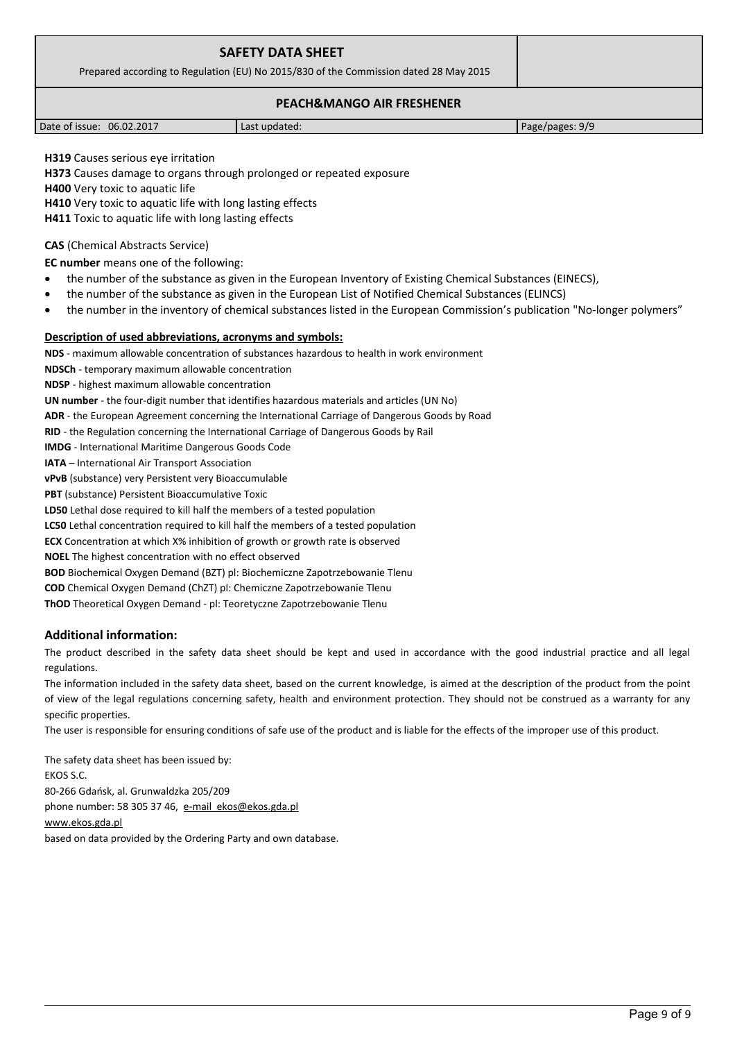**H319** Causes serious eye irritation

**H373** Causes damage to organs through prolonged or repeated exposure

**H400** Very toxic to aquatic life

**H410** Very toxic to aquatic life with long lasting effects

**H411** Toxic to aquatic life with long lasting effects

**CAS** (Chemical Abstracts Service)

**EC number** means one of the following:

- the number of the substance as given in the European Inventory of Existing Chemical Substances (EINECS),
- the number of the substance as given in the European List of Notified Chemical Substances (ELINCS)
- the number in the inventory of chemical substances listed in the European Commission's publication "No-longer polymers"

**Description of used abbreviations, acronyms and symbols:**

**NDS** - maximum allowable concentration of substances hazardous to health in work environment

**NDSCh** - temporary maximum allowable concentration

**NDSP** - highest maximum allowable concentration

**UN number** - the four-digit number that identifies hazardous materials and articles (UN No)

**ADR** - the European Agreement concerning the International Carriage of Dangerous Goods by Road

**RID** - the Regulation concerning the International Carriage of Dangerous Goods by Rail

**IMDG** - International Maritime Dangerous Goods Code

**IATA** – International Air Transport Association

**vPvB** (substance) very Persistent very Bioaccumulable

**PBT** (substance) Persistent Bioaccumulative Toxic

**LD50** Lethal dose required to kill half the members of a tested population

**LC50** Lethal concentration required to kill half the members of a tested population

**ECX** Concentration at which X% inhibition of growth or growth rate is observed

**NOEL** The highest concentration with no effect observed

**BOD** Biochemical Oxygen Demand (BZT) pl: Biochemiczne Zapotrzebowanie Tlenu

**COD** Chemical Oxygen Demand (ChZT) pl: Chemiczne Zapotrzebowanie Tlenu

**ThOD** Theoretical Oxygen Demand - pl: Teoretyczne Zapotrzebowanie Tlenu

## Additional information:

The product described in the safety data sheet should be kept and used in accordance with the good industrial practice and all legal regulations.

The information included in the safety data sheet, based on the current knowledge, is aimed at the description of the product from the point of view of the legal regulations concerning safety, health and environment protection. They should not be construed as a warranty for any specific properties.

The user is responsible for ensuring conditions of safe use of the product and is liable for the effects of the improper use of this product.

The safety data sheet has been issued by:
EKOS S.C.
80-266 Gdańsk, al. Grunwaldzka 205/209
phone number: 58 305 37 46, e-mail ekos@ekos.gda.pl
www.ekos.gda.pl
based on data provided by the Ordering Party and own database.